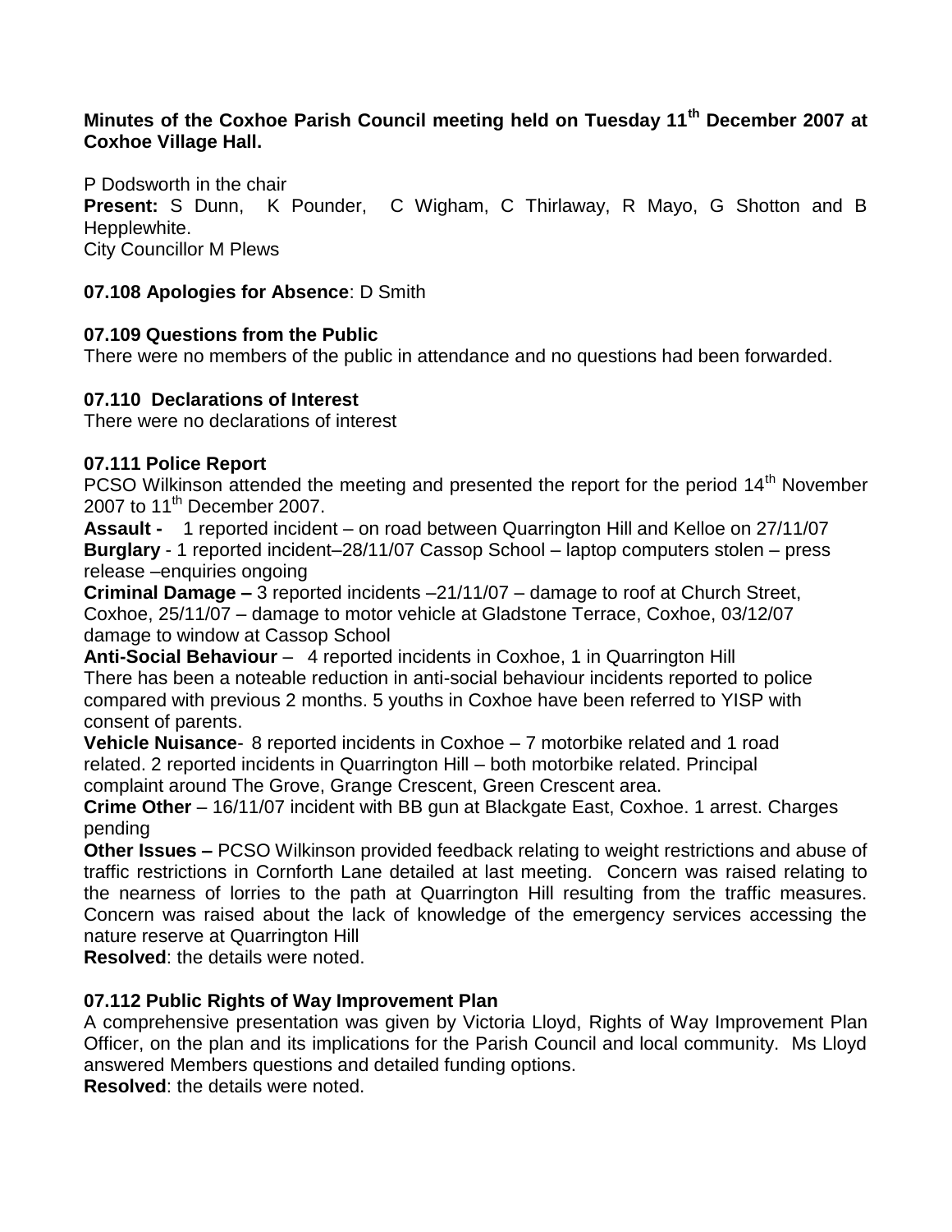**Minutes of the Coxhoe Parish Council meeting held on Tuesday 11th December 2007 at Coxhoe Village Hall.**

P Dodsworth in the chair
**Present:** S Dunn, K Pounder, C Wigham, C Thirlaway, R Mayo, G Shotton and B Hepplewhite.
City Councillor M Plews

**07.108 Apologies for Absence**: D Smith

**07.109 Questions from the Public**
There were no members of the public in attendance and no questions had been forwarded.

**07.110 Declarations of Interest**
There were no declarations of interest

**07.111 Police Report**
PCSO Wilkinson attended the meeting and presented the report for the period 14th November 2007 to 11th December 2007.
**Assault -** 1 reported incident – on road between Quarrington Hill and Kelloe on 27/11/07
**Burglary** - 1 reported incident–28/11/07 Cassop School – laptop computers stolen – press release –enquiries ongoing
**Criminal Damage –** 3 reported incidents –21/11/07 – damage to roof at Church Street, Coxhoe, 25/11/07 – damage to motor vehicle at Gladstone Terrace, Coxhoe, 03/12/07 damage to window at Cassop School
**Anti-Social Behaviour** – 4 reported incidents in Coxhoe, 1 in Quarrington Hill
There has been a noteable reduction in anti-social behaviour incidents reported to police compared with previous 2 months. 5 youths in Coxhoe have been referred to YISP with consent of parents.
**Vehicle Nuisance**- 8 reported incidents in Coxhoe – 7 motorbike related and 1 road related. 2 reported incidents in Quarrington Hill – both motorbike related. Principal complaint around The Grove, Grange Crescent, Green Crescent area.
**Crime Other** – 16/11/07 incident with BB gun at Blackgate East, Coxhoe. 1 arrest. Charges pending
**Other Issues –** PCSO Wilkinson provided feedback relating to weight restrictions and abuse of traffic restrictions in Cornforth Lane detailed at last meeting. Concern was raised relating to the nearness of lorries to the path at Quarrington Hill resulting from the traffic measures. Concern was raised about the lack of knowledge of the emergency services accessing the nature reserve at Quarrington Hill
**Resolved**: the details were noted.

**07.112 Public Rights of Way Improvement Plan**
A comprehensive presentation was given by Victoria Lloyd, Rights of Way Improvement Plan Officer, on the plan and its implications for the Parish Council and local community. Ms Lloyd answered Members questions and detailed funding options.
**Resolved**: the details were noted.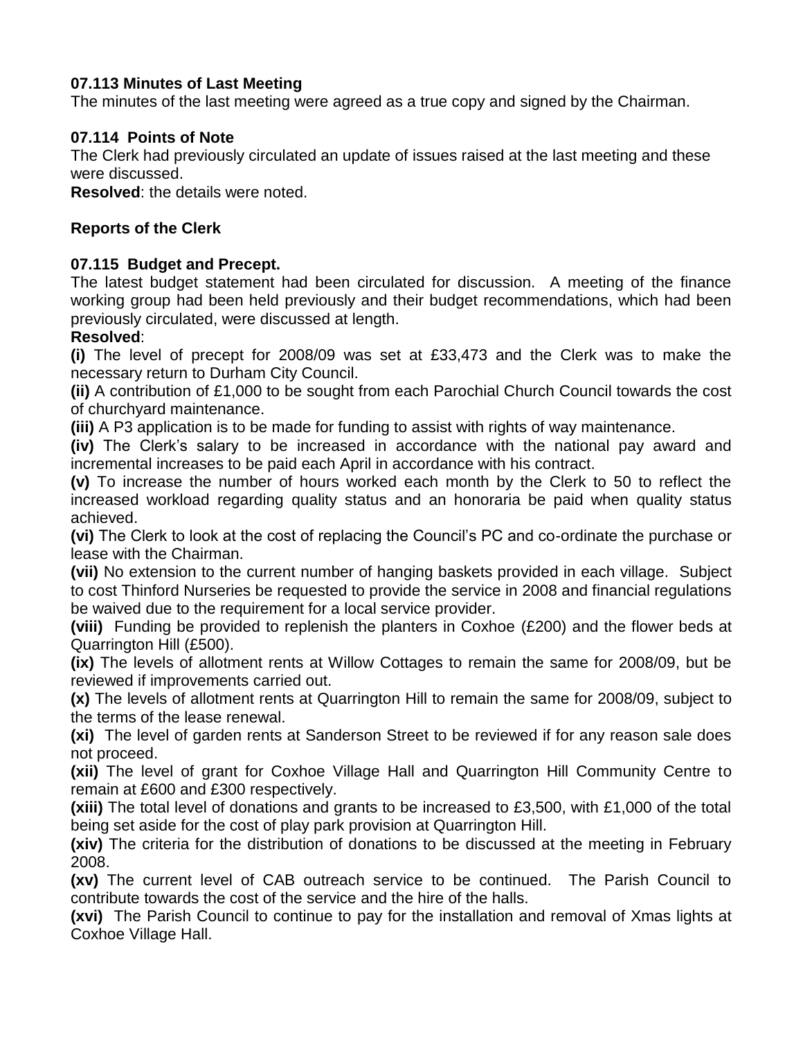**07.113 Minutes of Last Meeting**

The minutes of the last meeting were agreed as a true copy and signed by the Chairman.

**07.114 Points of Note**

The Clerk had previously circulated an update of issues raised at the last meeting and these were discussed.

**Resolved**: the details were noted.

**Reports of the Clerk**

**07.115 Budget and Precept.**

The latest budget statement had been circulated for discussion. A meeting of the finance working group had been held previously and their budget recommendations, which had been previously circulated, were discussed at length.

**Resolved**:

**(i)** The level of precept for 2008/09 was set at £33,473 and the Clerk was to make the necessary return to Durham City Council.

**(ii)** A contribution of £1,000 to be sought from each Parochial Church Council towards the cost of churchyard maintenance.

**(iii)** A P3 application is to be made for funding to assist with rights of way maintenance.

**(iv)** The Clerk's salary to be increased in accordance with the national pay award and incremental increases to be paid each April in accordance with his contract.

**(v)** To increase the number of hours worked each month by the Clerk to 50 to reflect the increased workload regarding quality status and an honoraria be paid when quality status achieved.

**(vi)** The Clerk to look at the cost of replacing the Council's PC and co-ordinate the purchase or lease with the Chairman.

**(vii)** No extension to the current number of hanging baskets provided in each village. Subject to cost Thinford Nurseries be requested to provide the service in 2008 and financial regulations be waived due to the requirement for a local service provider.

**(viii)** Funding be provided to replenish the planters in Coxhoe (£200) and the flower beds at Quarrington Hill (£500).

**(ix)** The levels of allotment rents at Willow Cottages to remain the same for 2008/09, but be reviewed if improvements carried out.

**(x)** The levels of allotment rents at Quarrington Hill to remain the same for 2008/09, subject to the terms of the lease renewal.

**(xi)** The level of garden rents at Sanderson Street to be reviewed if for any reason sale does not proceed.

**(xii)** The level of grant for Coxhoe Village Hall and Quarrington Hill Community Centre to remain at £600 and £300 respectively.

**(xiii)** The total level of donations and grants to be increased to £3,500, with £1,000 of the total being set aside for the cost of play park provision at Quarrington Hill.

**(xiv)** The criteria for the distribution of donations to be discussed at the meeting in February 2008.

**(xv)** The current level of CAB outreach service to be continued. The Parish Council to contribute towards the cost of the service and the hire of the halls.

**(xvi)** The Parish Council to continue to pay for the installation and removal of Xmas lights at Coxhoe Village Hall.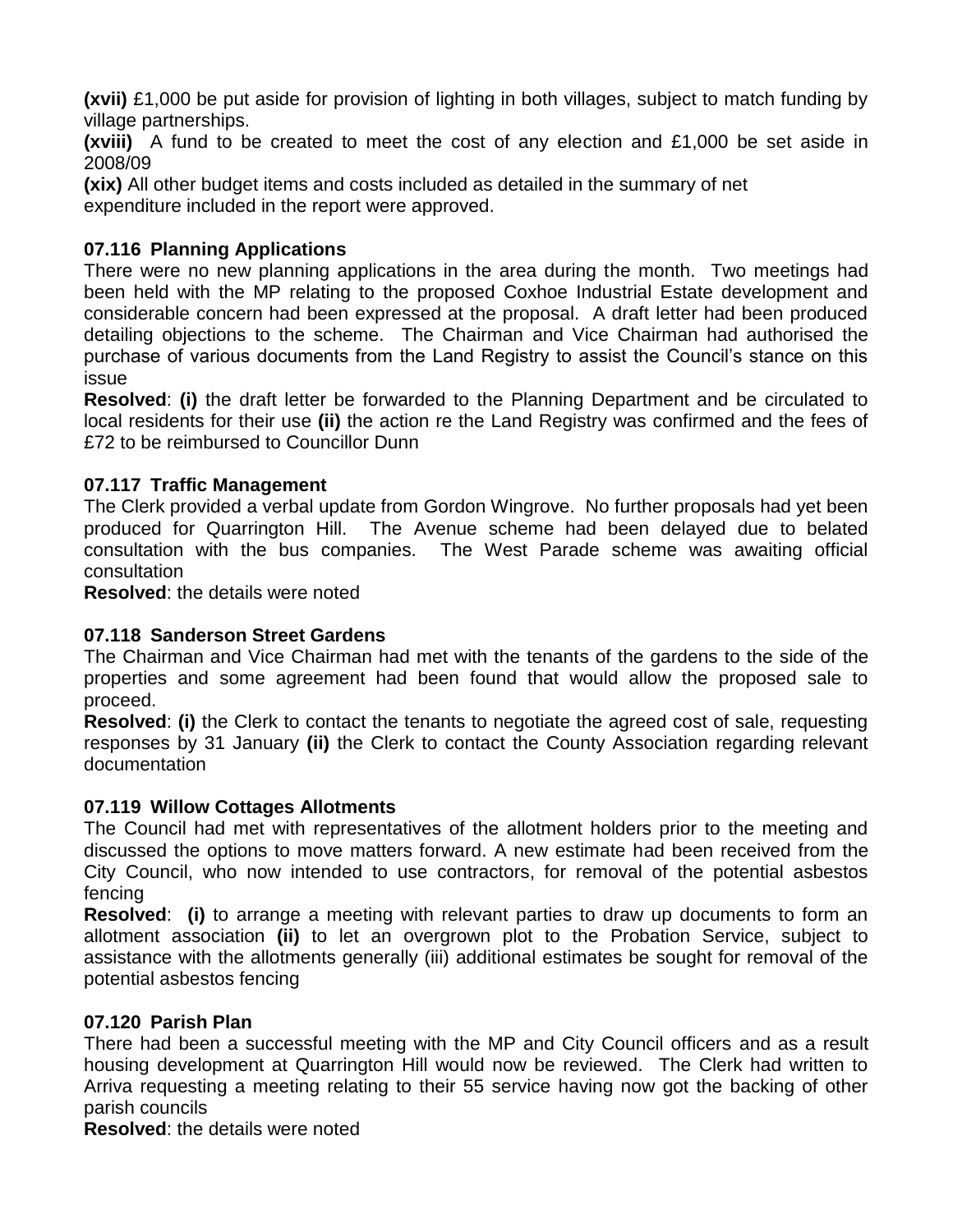**(xvii)** £1,000 be put aside for provision of lighting in both villages, subject to match funding by village partnerships.
**(xviii)** A fund to be created to meet the cost of any election and £1,000 be set aside in 2008/09
**(xix)** All other budget items and costs included as detailed in the summary of net expenditure included in the report were approved.

**07.116 Planning Applications**
There were no new planning applications in the area during the month. Two meetings had been held with the MP relating to the proposed Coxhoe Industrial Estate development and considerable concern had been expressed at the proposal. A draft letter had been produced detailing objections to the scheme. The Chairman and Vice Chairman had authorised the purchase of various documents from the Land Registry to assist the Council's stance on this issue
**Resolved**: **(i)** the draft letter be forwarded to the Planning Department and be circulated to local residents for their use **(ii)** the action re the Land Registry was confirmed and the fees of £72 to be reimbursed to Councillor Dunn

**07.117 Traffic Management**
The Clerk provided a verbal update from Gordon Wingrove. No further proposals had yet been produced for Quarrington Hill. The Avenue scheme had been delayed due to belated consultation with the bus companies. The West Parade scheme was awaiting official consultation
**Resolved**: the details were noted

**07.118 Sanderson Street Gardens**
The Chairman and Vice Chairman had met with the tenants of the gardens to the side of the properties and some agreement had been found that would allow the proposed sale to proceed.
**Resolved**: **(i)** the Clerk to contact the tenants to negotiate the agreed cost of sale, requesting responses by 31 January **(ii)** the Clerk to contact the County Association regarding relevant documentation

**07.119 Willow Cottages Allotments**
The Council had met with representatives of the allotment holders prior to the meeting and discussed the options to move matters forward. A new estimate had been received from the City Council, who now intended to use contractors, for removal of the potential asbestos fencing
**Resolved**: **(i)** to arrange a meeting with relevant parties to draw up documents to form an allotment association **(ii)** to let an overgrown plot to the Probation Service, subject to assistance with the allotments generally (iii) additional estimates be sought for removal of the potential asbestos fencing

**07.120 Parish Plan**
There had been a successful meeting with the MP and City Council officers and as a result housing development at Quarrington Hill would now be reviewed. The Clerk had written to Arriva requesting a meeting relating to their 55 service having now got the backing of other parish councils
**Resolved**: the details were noted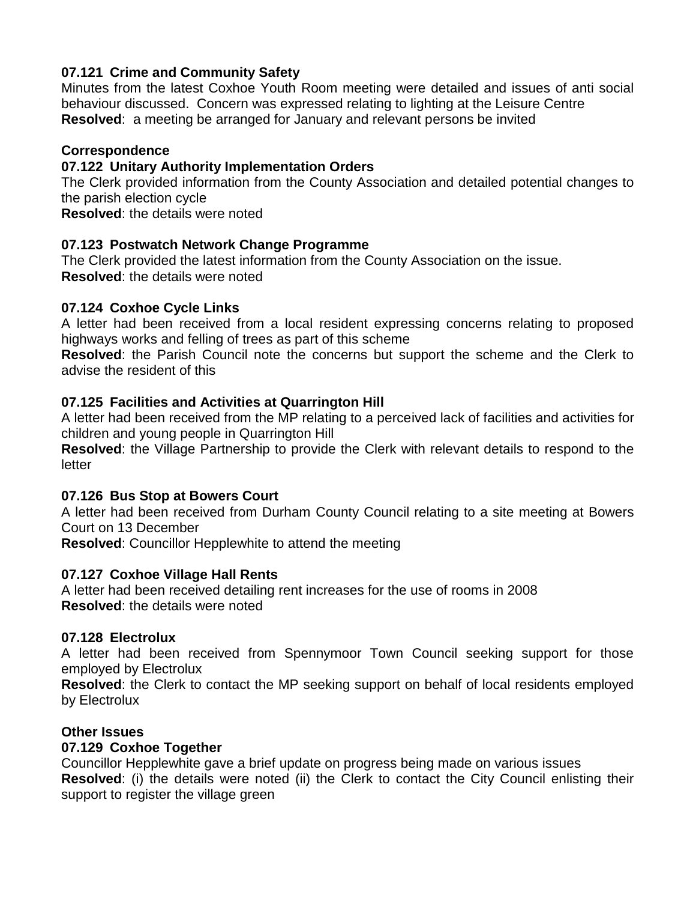**07.121 Crime and Community Safety**
Minutes from the latest Coxhoe Youth Room meeting were detailed and issues of anti social behaviour discussed. Concern was expressed relating to lighting at the Leisure Centre
**Resolved**: a meeting be arranged for January and relevant persons be invited

**Correspondence**

**07.122 Unitary Authority Implementation Orders**
The Clerk provided information from the County Association and detailed potential changes to the parish election cycle
**Resolved**: the details were noted

**07.123 Postwatch Network Change Programme**
The Clerk provided the latest information from the County Association on the issue.
**Resolved**: the details were noted

**07.124 Coxhoe Cycle Links**
A letter had been received from a local resident expressing concerns relating to proposed highways works and felling of trees as part of this scheme
**Resolved**: the Parish Council note the concerns but support the scheme and the Clerk to advise the resident of this

**07.125 Facilities and Activities at Quarrington Hill**
A letter had been received from the MP relating to a perceived lack of facilities and activities for children and young people in Quarrington Hill
**Resolved**: the Village Partnership to provide the Clerk with relevant details to respond to the letter

**07.126 Bus Stop at Bowers Court**
A letter had been received from Durham County Council relating to a site meeting at Bowers Court on 13 December
**Resolved**: Councillor Hepplewhite to attend the meeting

**07.127 Coxhoe Village Hall Rents**
A letter had been received detailing rent increases for the use of rooms in 2008
**Resolved**: the details were noted

**07.128 Electrolux**
A letter had been received from Spennymoor Town Council seeking support for those employed by Electrolux
**Resolved**: the Clerk to contact the MP seeking support on behalf of local residents employed by Electrolux

**Other Issues**

**07.129 Coxhoe Together**
Councillor Hepplewhite gave a brief update on progress being made on various issues
**Resolved**: (i) the details were noted (ii) the Clerk to contact the City Council enlisting their support to register the village green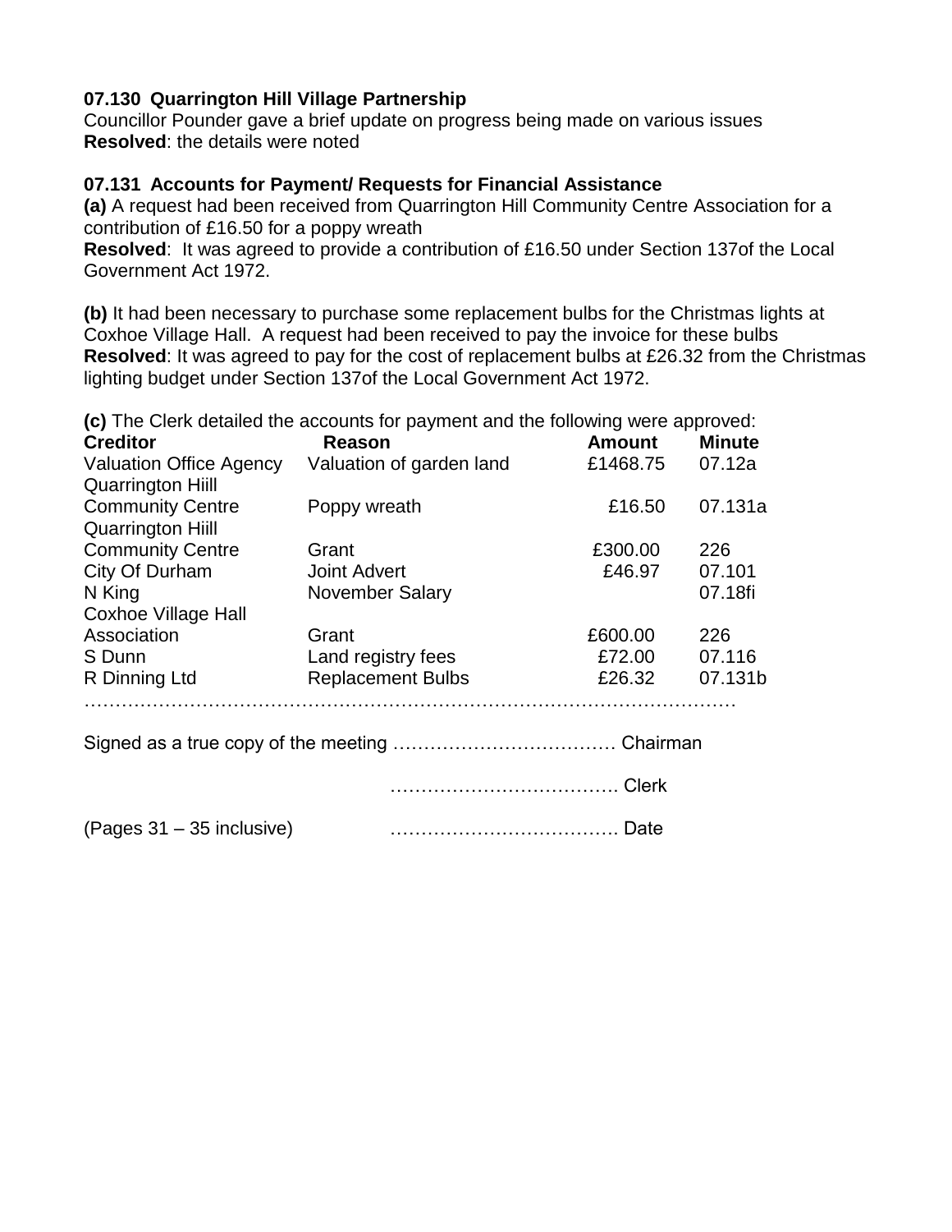**07.130 Quarrington Hill Village Partnership**
Councillor Pounder gave a brief update on progress being made on various issues
**Resolved**: the details were noted

**07.131 Accounts for Payment/ Requests for Financial Assistance**
**(a)** A request had been received from Quarrington Hill Community Centre Association for a contribution of £16.50 for a poppy wreath
**Resolved**: It was agreed to provide a contribution of £16.50 under Section 137of the Local Government Act 1972.

**(b)** It had been necessary to purchase some replacement bulbs for the Christmas lights at Coxhoe Village Hall. A request had been received to pay the invoice for these bulbs
**Resolved**: It was agreed to pay for the cost of replacement bulbs at £26.32 from the Christmas lighting budget under Section 137of the Local Government Act 1972.

**(c)** The Clerk detailed the accounts for payment and the following were approved:

| **Creditor** | **Reason** | **Amount** | **Minute** |
|---|---|---|---|
| Valuation Office Agency | Valuation of garden land | £1468.75 | 07.12a |
| Quarrington Hiill Community Centre | Poppy wreath | £16.50 | 07.131a |
| Quarrington Hiill Community Centre | Grant | £300.00 | 226 |
| City Of Durham | Joint Advert | £46.97 | 07.101 |
| N King | November Salary | | 07.18fi |
| Coxhoe Village Hall Association | Grant | £600.00 | 226 |
| S Dunn | Land registry fees | £72.00 | 07.116 |
| R Dinning Ltd | Replacement Bulbs | £26.32 | 07.131b |

…………………………………………………………………………………………

Signed as a true copy of the meeting ……………………………… Chairman

………………………………. Clerk

(Pages 31 – 35 inclusive) ………………………………. Date